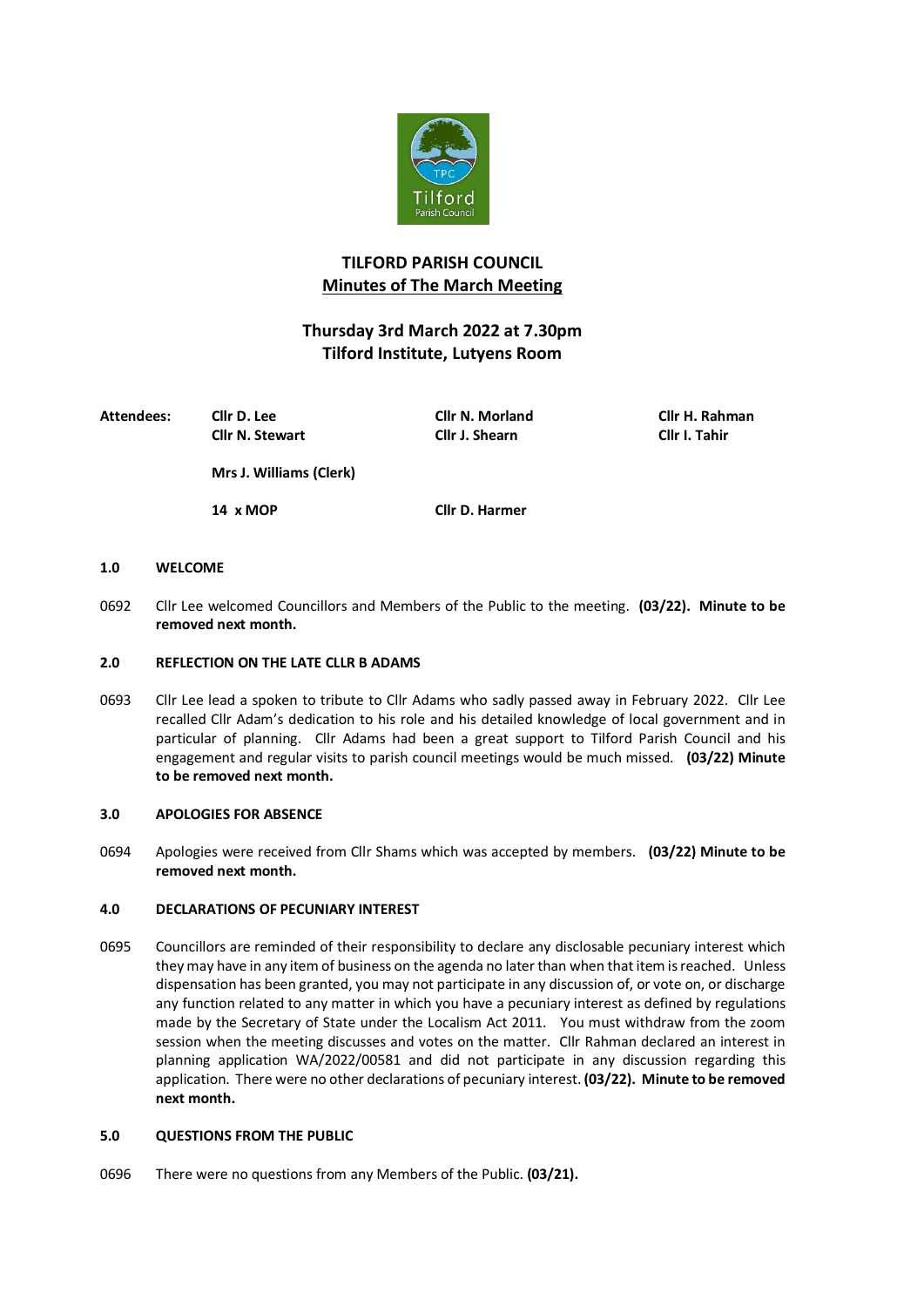# TILFORD PARISH COUNCIL

## Minutes of The March Meeting

### Thursday 3rd March 2022 at 7.30pm
### Tilford Institute, Lutyens Room

| **Attendees:** | **Cllr D. Lee** | **Cllr N. Morland** | **Cllr H. Rahman** |
|---|---|---|---|
| | **Cllr N. Stewart** | **Cllr J. Shearn** | **Cllr I. Tahir** |
| | **Mrs J. Williams (Clerk)** | | |
| | **14 x MOP** | **Cllr D. Harmer** | |

**1.0 WELCOME**

0692 Cllr Lee welcomed Councillors and Members of the Public to the meeting. **(03/22). Minute to be removed next month.**

**2.0 REFLECTION ON THE LATE CLLR B ADAMS**

0693 Cllr Lee lead a spoken to tribute to Cllr Adams who sadly passed away in February 2022. Cllr Lee recalled Cllr Adam's dedication to his role and his detailed knowledge of local government and in particular of planning. Cllr Adams had been a great support to Tilford Parish Council and his engagement and regular visits to parish council meetings would be much missed. **(03/22) Minute to be removed next month.**

**3.0 APOLOGIES FOR ABSENCE**

0694 Apologies were received from Cllr Shams which was accepted by members. **(03/22) Minute to be removed next month.**

**4.0 DECLARATIONS OF PECUNIARY INTEREST**

0695 Councillors are reminded of their responsibility to declare any disclosable pecuniary interest which they may have in any item of business on the agenda no later than when that item is reached. Unless dispensation has been granted, you may not participate in any discussion of, or vote on, or discharge any function related to any matter in which you have a pecuniary interest as defined by regulations made by the Secretary of State under the Localism Act 2011. You must withdraw from the zoom session when the meeting discusses and votes on the matter. Cllr Rahman declared an interest in planning application WA/2022/00581 and did not participate in any discussion regarding this application. There were no other declarations of pecuniary interest. **(03/22). Minute to be removed next month.**

**5.0 QUESTIONS FROM THE PUBLIC**

0696 There were no questions from any Members of the Public. **(03/21).**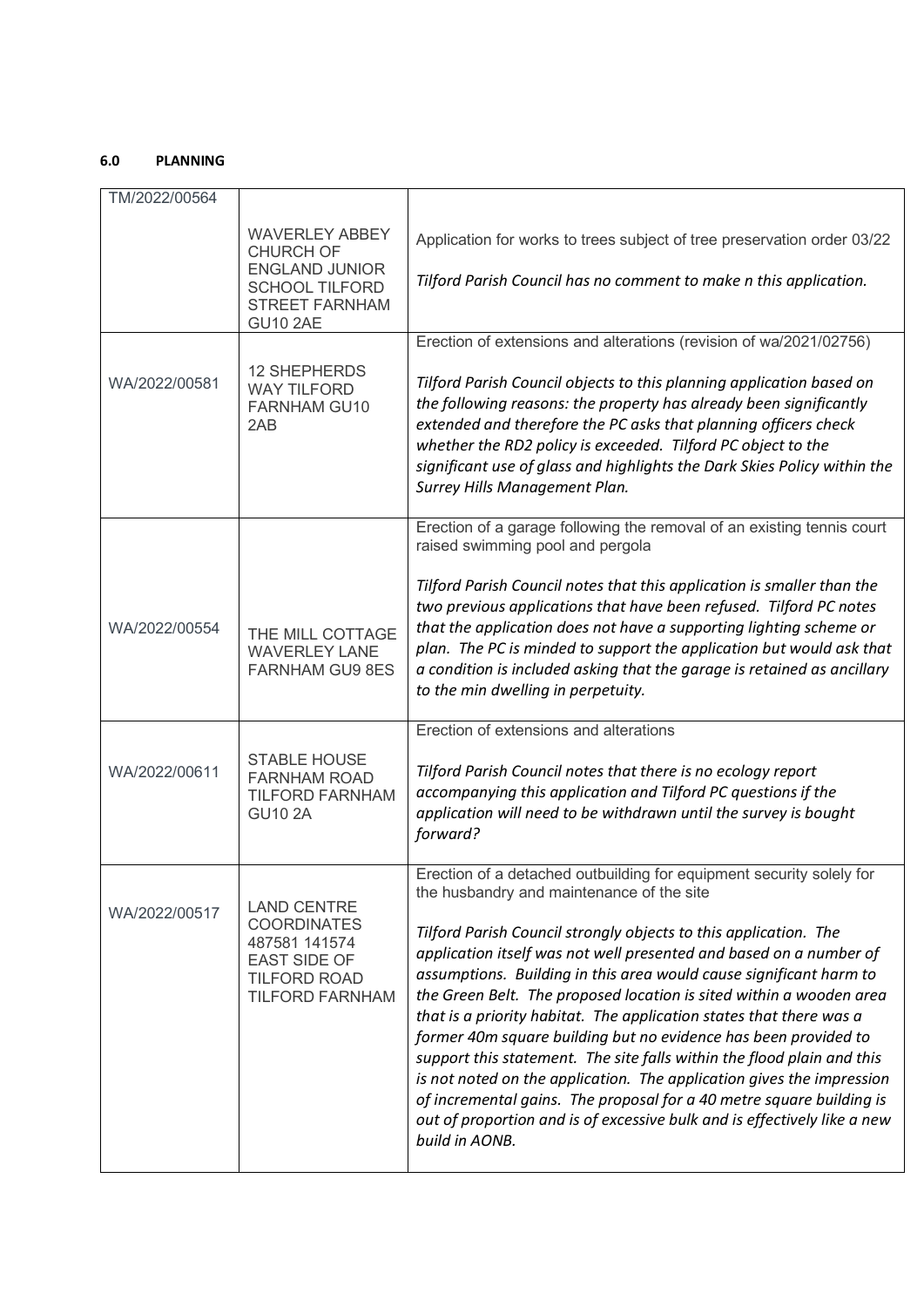### 6.0 PLANNING

| | | |
|---|---|---|
| TM/2022/00564 | WAVERLEY ABBEY CHURCH OF ENGLAND JUNIOR SCHOOL TILFORD STREET FARNHAM GU10 2AE | Application for works to trees subject of tree preservation order 03/22<br><br>*Tilford Parish Council has no comment to make n this application.* |
| WA/2022/00581 | 12 SHEPHERDS WAY TILFORD FARNHAM GU10 2AB | Erection of extensions and alterations (revision of wa/2021/02756)<br><br>*Tilford Parish Council objects to this planning application based on the following reasons: the property has already been significantly extended and therefore the PC asks that planning officers check whether the RD2 policy is exceeded. Tilford PC object to the significant use of glass and highlights the Dark Skies Policy within the Surrey Hills Management Plan.* |
| WA/2022/00554 | THE MILL COTTAGE WAVERLEY LANE FARNHAM GU9 8ES | Erection of a garage following the removal of an existing tennis court raised swimming pool and pergola<br><br>*Tilford Parish Council notes that this application is smaller than the two previous applications that have been refused. Tilford PC notes that the application does not have a supporting lighting scheme or plan. The PC is minded to support the application but would ask that a condition is included asking that the garage is retained as ancillary to the min dwelling in perpetuity.* |
| WA/2022/00611 | STABLE HOUSE FARNHAM ROAD TILFORD FARNHAM GU10 2A | Erection of extensions and alterations<br><br>*Tilford Parish Council notes that there is no ecology report accompanying this application and Tilford PC questions if the application will need to be withdrawn until the survey is bought forward?* |
| WA/2022/00517 | LAND CENTRE COORDINATES 487581 141574 EAST SIDE OF TILFORD ROAD TILFORD FARNHAM | Erection of a detached outbuilding for equipment security solely for the husbandry and maintenance of the site<br><br>*Tilford Parish Council strongly objects to this application. The application itself was not well presented and based on a number of assumptions. Building in this area would cause significant harm to the Green Belt. The proposed location is sited within a wooden area that is a priority habitat. The application states that there was a former 40m square building but no evidence has been provided to support this statement. The site falls within the flood plain and this is not noted on the application. The application gives the impression of incremental gains. The proposal for a 40 metre square building is out of proportion and is of excessive bulk and is effectively like a new build in AONB.* |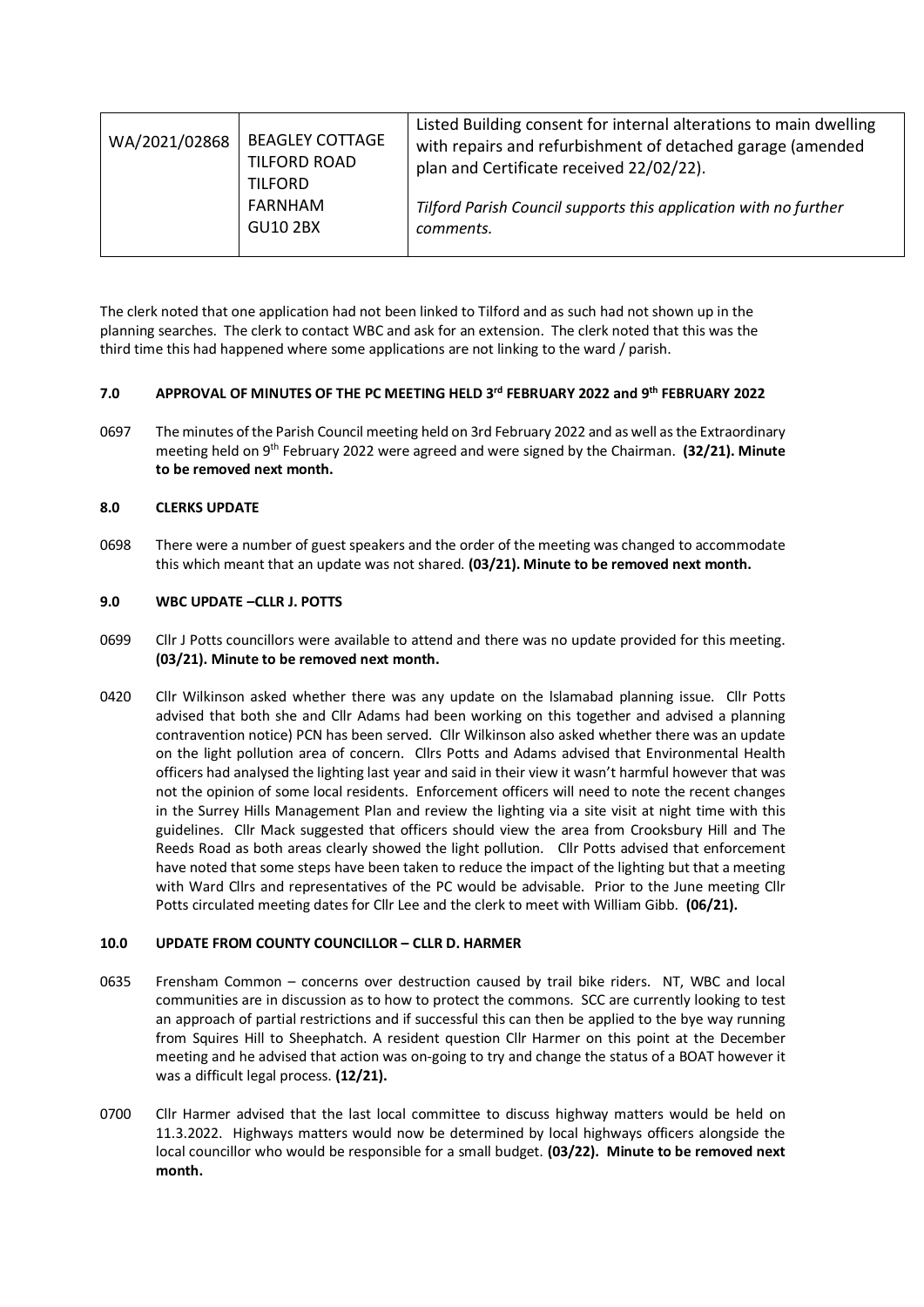| WA/2021/02868 | BEAGLEY COTTAGE<br>TILFORD ROAD<br>TILFORD<br>FARNHAM<br>GU10 2BX | Listed Building consent for internal alterations to main dwelling with repairs and refurbishment of detached garage (amended plan and Certificate received 22/02/22).<br><br>*Tilford Parish Council supports this application with no further comments.* |
|---|---|---|

The clerk noted that one application had not been linked to Tilford and as such had not shown up in the planning searches. The clerk to contact WBC and ask for an extension. The clerk noted that this was the third time this had happened where some applications are not linking to the ward / parish.

**7.0 APPROVAL OF MINUTES OF THE PC MEETING HELD 3rd FEBRUARY 2022 and 9th FEBRUARY 2022**

0697 The minutes of the Parish Council meeting held on 3rd February 2022 and as well as the Extraordinary meeting held on 9th February 2022 were agreed and were signed by the Chairman. **(32/21). Minute to be removed next month.**

**8.0 CLERKS UPDATE**

0698 There were a number of guest speakers and the order of the meeting was changed to accommodate this which meant that an update was not shared. **(03/21). Minute to be removed next month.**

**9.0 WBC UPDATE –CLLR J. POTTS**

0699 Cllr J Potts councillors were available to attend and there was no update provided for this meeting. **(03/21). Minute to be removed next month.**

0420 Cllr Wilkinson asked whether there was any update on the Islamabad planning issue. Cllr Potts advised that both she and Cllr Adams had been working on this together and advised a planning contravention notice) PCN has been served. Cllr Wilkinson also asked whether there was an update on the light pollution area of concern. Cllrs Potts and Adams advised that Environmental Health officers had analysed the lighting last year and said in their view it wasn't harmful however that was not the opinion of some local residents. Enforcement officers will need to note the recent changes in the Surrey Hills Management Plan and review the lighting via a site visit at night time with this guidelines. Cllr Mack suggested that officers should view the area from Crooksbury Hill and The Reeds Road as both areas clearly showed the light pollution. Cllr Potts advised that enforcement have noted that some steps have been taken to reduce the impact of the lighting but that a meeting with Ward Cllrs and representatives of the PC would be advisable. Prior to the June meeting Cllr Potts circulated meeting dates for Cllr Lee and the clerk to meet with William Gibb. **(06/21).**

**10.0 UPDATE FROM COUNTY COUNCILLOR – CLLR D. HARMER**

0635 Frensham Common – concerns over destruction caused by trail bike riders. NT, WBC and local communities are in discussion as to how to protect the commons. SCC are currently looking to test an approach of partial restrictions and if successful this can then be applied to the bye way running from Squires Hill to Sheephatch. A resident question Cllr Harmer on this point at the December meeting and he advised that action was on-going to try and change the status of a BOAT however it was a difficult legal process. **(12/21).**

0700 Cllr Harmer advised that the last local committee to discuss highway matters would be held on 11.3.2022. Highways matters would now be determined by local highways officers alongside the local councillor who would be responsible for a small budget. **(03/22). Minute to be removed next month.**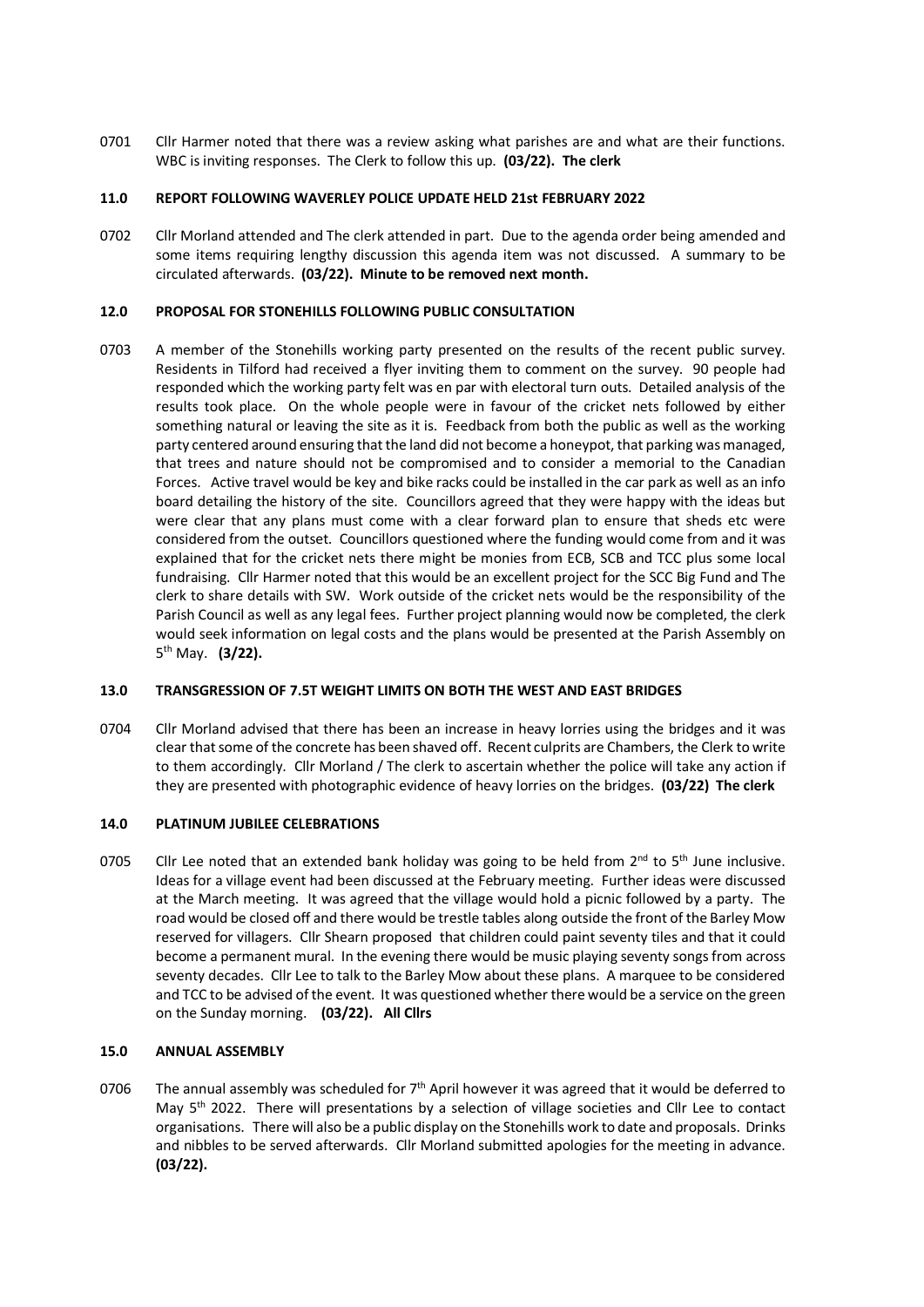0701 Cllr Harmer noted that there was a review asking what parishes are and what are their functions. WBC is inviting responses. The Clerk to follow this up. **(03/22). The clerk**

### 11.0 REPORT FOLLOWING WAVERLEY POLICE UPDATE HELD 21st FEBRUARY 2022

0702 Cllr Morland attended and The clerk attended in part. Due to the agenda order being amended and some items requiring lengthy discussion this agenda item was not discussed. A summary to be circulated afterwards. **(03/22). Minute to be removed next month.**

### 12.0 PROPOSAL FOR STONEHILLS FOLLOWING PUBLIC CONSULTATION

0703 A member of the Stonehills working party presented on the results of the recent public survey. Residents in Tilford had received a flyer inviting them to comment on the survey. 90 people had responded which the working party felt was en par with electoral turn outs. Detailed analysis of the results took place. On the whole people were in favour of the cricket nets followed by either something natural or leaving the site as it is. Feedback from both the public as well as the working party centered around ensuring that the land did not become a honeypot, that parking was managed, that trees and nature should not be compromised and to consider a memorial to the Canadian Forces. Active travel would be key and bike racks could be installed in the car park as well as an info board detailing the history of the site. Councillors agreed that they were happy with the ideas but were clear that any plans must come with a clear forward plan to ensure that sheds etc were considered from the outset. Councillors questioned where the funding would come from and it was explained that for the cricket nets there might be monies from ECB, SCB and TCC plus some local fundraising. Cllr Harmer noted that this would be an excellent project for the SCC Big Fund and The clerk to share details with SW. Work outside of the cricket nets would be the responsibility of the Parish Council as well as any legal fees. Further project planning would now be completed, the clerk would seek information on legal costs and the plans would be presented at the Parish Assembly on 5th May. **(3/22).**

### 13.0 TRANSGRESSION OF 7.5T WEIGHT LIMITS ON BOTH THE WEST AND EAST BRIDGES

0704 Cllr Morland advised that there has been an increase in heavy lorries using the bridges and it was clear that some of the concrete has been shaved off. Recent culprits are Chambers, the Clerk to write to them accordingly. Cllr Morland / The clerk to ascertain whether the police will take any action if they are presented with photographic evidence of heavy lorries on the bridges. **(03/22) The clerk**

### 14.0 PLATINUM JUBILEE CELEBRATIONS

0705 Cllr Lee noted that an extended bank holiday was going to be held from 2nd to 5th June inclusive. Ideas for a village event had been discussed at the February meeting. Further ideas were discussed at the March meeting. It was agreed that the village would hold a picnic followed by a party. The road would be closed off and there would be trestle tables along outside the front of the Barley Mow reserved for villagers. Cllr Shearn proposed that children could paint seventy tiles and that it could become a permanent mural. In the evening there would be music playing seventy songs from across seventy decades. Cllr Lee to talk to the Barley Mow about these plans. A marquee to be considered and TCC to be advised of the event. It was questioned whether there would be a service on the green on the Sunday morning. **(03/22). All Cllrs**

### 15.0 ANNUAL ASSEMBLY

0706 The annual assembly was scheduled for 7th April however it was agreed that it would be deferred to May 5th 2022. There will presentations by a selection of village societies and Cllr Lee to contact organisations. There will also be a public display on the Stonehills work to date and proposals. Drinks and nibbles to be served afterwards. Cllr Morland submitted apologies for the meeting in advance. **(03/22).**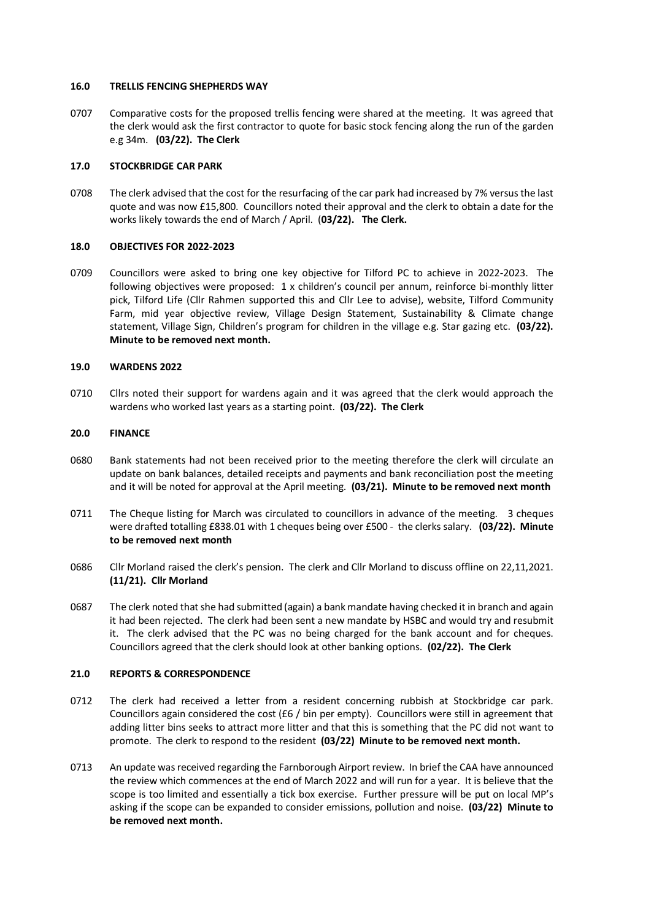### 16.0 TRELLIS FENCING SHEPHERDS WAY

0707 Comparative costs for the proposed trellis fencing were shared at the meeting. It was agreed that the clerk would ask the first contractor to quote for basic stock fencing along the run of the garden e.g 34m. **(03/22). The Clerk**

### 17.0 STOCKBRIDGE CAR PARK

0708 The clerk advised that the cost for the resurfacing of the car park had increased by 7% versus the last quote and was now £15,800. Councillors noted their approval and the clerk to obtain a date for the works likely towards the end of March / April. (**03/22). The Clerk.**

### 18.0 OBJECTIVES FOR 2022-2023

0709 Councillors were asked to bring one key objective for Tilford PC to achieve in 2022-2023. The following objectives were proposed: 1 x children's council per annum, reinforce bi-monthly litter pick, Tilford Life (Cllr Rahmen supported this and Cllr Lee to advise), website, Tilford Community Farm, mid year objective review, Village Design Statement, Sustainability & Climate change statement, Village Sign, Children's program for children in the village e.g. Star gazing etc. **(03/22). Minute to be removed next month.**

### 19.0 WARDENS 2022

0710 Cllrs noted their support for wardens again and it was agreed that the clerk would approach the wardens who worked last years as a starting point. **(03/22). The Clerk**

### 20.0 FINANCE

0680 Bank statements had not been received prior to the meeting therefore the clerk will circulate an update on bank balances, detailed receipts and payments and bank reconciliation post the meeting and it will be noted for approval at the April meeting. **(03/21). Minute to be removed next month**

0711 The Cheque listing for March was circulated to councillors in advance of the meeting. 3 cheques were drafted totalling £838.01 with 1 cheques being over £500 - the clerks salary. **(03/22). Minute to be removed next month**

0686 Cllr Morland raised the clerk's pension. The clerk and Cllr Morland to discuss offline on 22,11,2021. **(11/21). Cllr Morland**

0687 The clerk noted that she had submitted (again) a bank mandate having checked it in branch and again it had been rejected. The clerk had been sent a new mandate by HSBC and would try and resubmit it. The clerk advised that the PC was no being charged for the bank account and for cheques. Councillors agreed that the clerk should look at other banking options. **(02/22). The Clerk**

### 21.0 REPORTS & CORRESPONDENCE

0712 The clerk had received a letter from a resident concerning rubbish at Stockbridge car park. Councillors again considered the cost (£6 / bin per empty). Councillors were still in agreement that adding litter bins seeks to attract more litter and that this is something that the PC did not want to promote. The clerk to respond to the resident **(03/22) Minute to be removed next month.**

0713 An update was received regarding the Farnborough Airport review. In brief the CAA have announced the review which commences at the end of March 2022 and will run for a year. It is believe that the scope is too limited and essentially a tick box exercise. Further pressure will be put on local MP's asking if the scope can be expanded to consider emissions, pollution and noise. **(03/22) Minute to be removed next month.**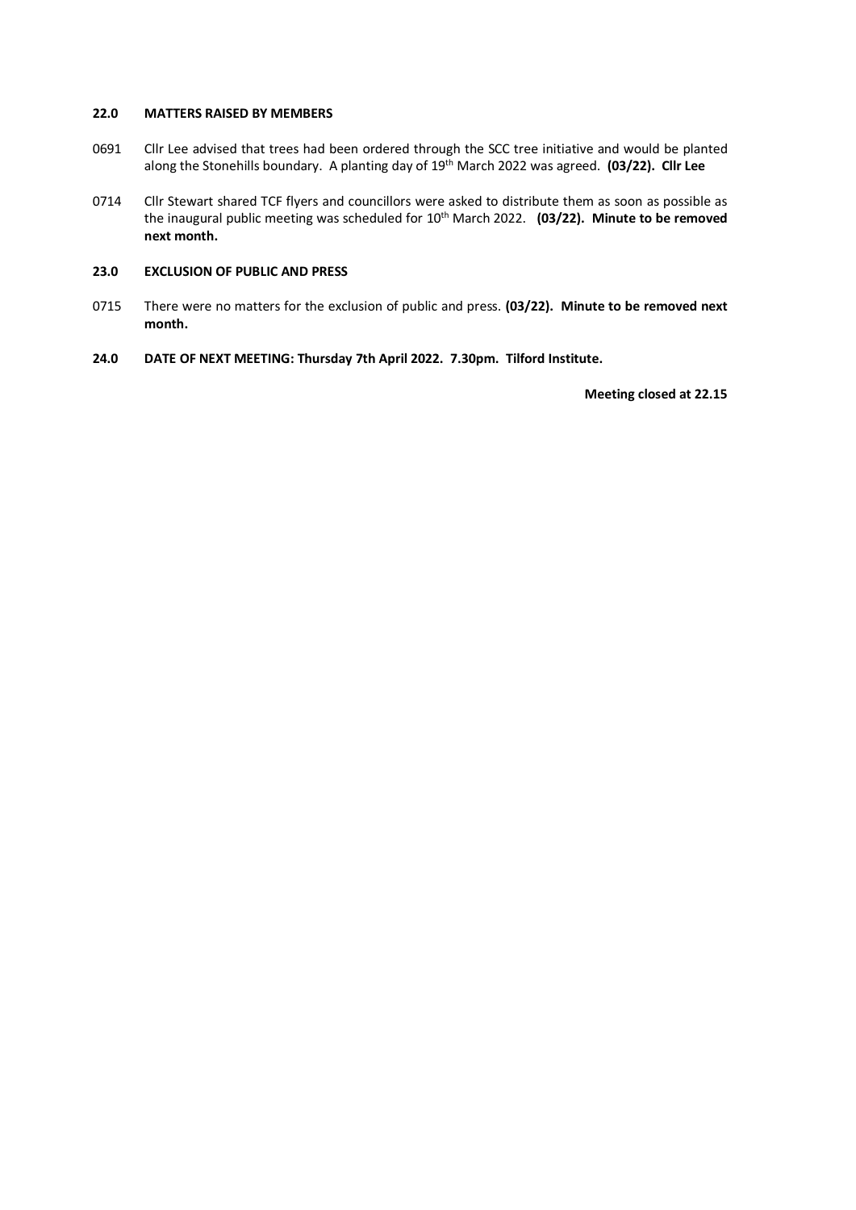## 22.0 MATTERS RAISED BY MEMBERS

0691 Cllr Lee advised that trees had been ordered through the SCC tree initiative and would be planted along the Stonehills boundary. A planting day of 19th March 2022 was agreed. **(03/22). Cllr Lee**

0714 Cllr Stewart shared TCF flyers and councillors were asked to distribute them as soon as possible as the inaugural public meeting was scheduled for 10th March 2022. **(03/22). Minute to be removed next month.**

## 23.0 EXCLUSION OF PUBLIC AND PRESS

0715 There were no matters for the exclusion of public and press. **(03/22). Minute to be removed next month.**

## 24.0 DATE OF NEXT MEETING: Thursday 7th April 2022. 7.30pm. Tilford Institute.

**Meeting closed at 22.15**